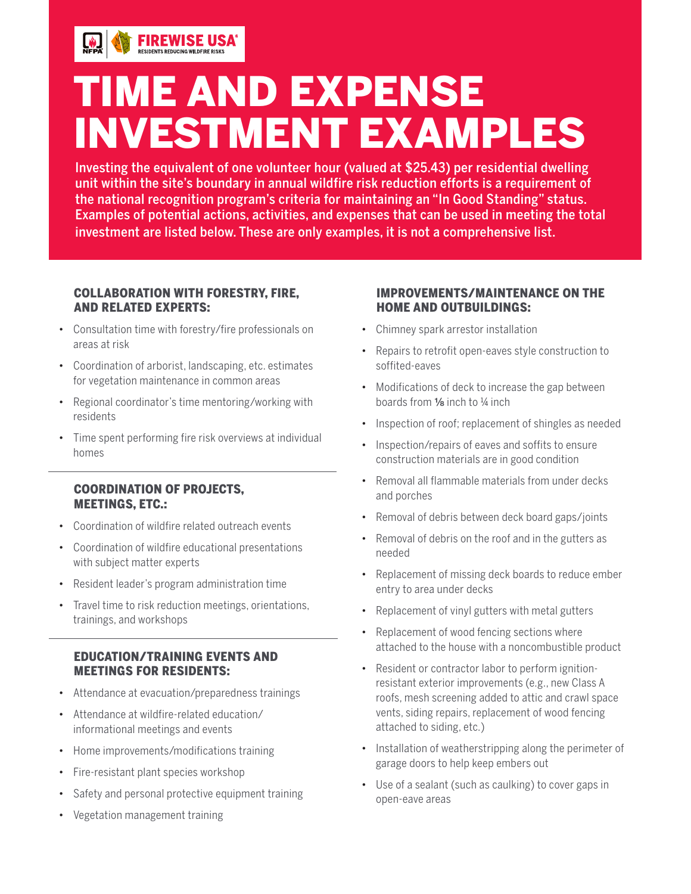# TIME AND EXPENSE INVESTMENT EXAMPLES

**Investing the equivalent of one volunteer hour (valued at $25.43) per residential dwelling unit within the site's boundary in annual wildfire risk reduction efforts is a requirement of the national recognition program's criteria for maintaining an "In Good Standing" status. Examples of potential actions, activities, and expenses that can be used in meeting the total investment are listed below. These are only examples, it is not a comprehensive list.**

### COLLABORATION WITH FORESTRY, FIRE, AND RELATED EXPERTS:

- Consultation time with forestry/fire professionals on areas at risk
- Coordination of arborist, landscaping, etc. estimates for vegetation maintenance in common areas
- Regional coordinator's time mentoring/working with residents
- Time spent performing fire risk overviews at individual homes

### COORDINATION OF PROJECTS, MEETINGS, ETC.:

- Coordination of wildfire related outreach events
- Coordination of wildfire educational presentations with subject matter experts
- Resident leader's program administration time
- Travel time to risk reduction meetings, orientations, trainings, and workshops

### EDUCATION/TRAINING EVENTS AND MEETINGS FOR RESIDENTS:

- Attendance at evacuation/preparedness trainings
- Attendance at wildfire-related education/ informational meetings and events
- Home improvements/modifications training
- Fire-resistant plant species workshop
- Safety and personal protective equipment training
- Vegetation management training

### IMPROVEMENTS/MAINTENANCE ON THE HOME AND OUTBUILDINGS:

- Chimney spark arrestor installation
- Repairs to retrofit open-eaves style construction to soffited-eaves
- Modifications of deck to increase the gap between boards from ⅛ inch to ¼ inch
- Inspection of roof; replacement of shingles as needed
- Inspection/repairs of eaves and soffits to ensure construction materials are in good condition
- Removal all flammable materials from under decks and porches
- Removal of debris between deck board gaps/joints
- Removal of debris on the roof and in the gutters as needed
- Replacement of missing deck boards to reduce ember entry to area under decks
- Replacement of vinyl gutters with metal gutters
- Replacement of wood fencing sections where attached to the house with a noncombustible product
- Resident or contractor labor to perform ignition-resistant exterior improvements (e.g., new Class A roofs, mesh screening added to attic and crawl space vents, siding repairs, replacement of wood fencing attached to siding, etc.)
- Installation of weatherstripping along the perimeter of garage doors to help keep embers out
- Use of a sealant (such as caulking) to cover gaps in open-eave areas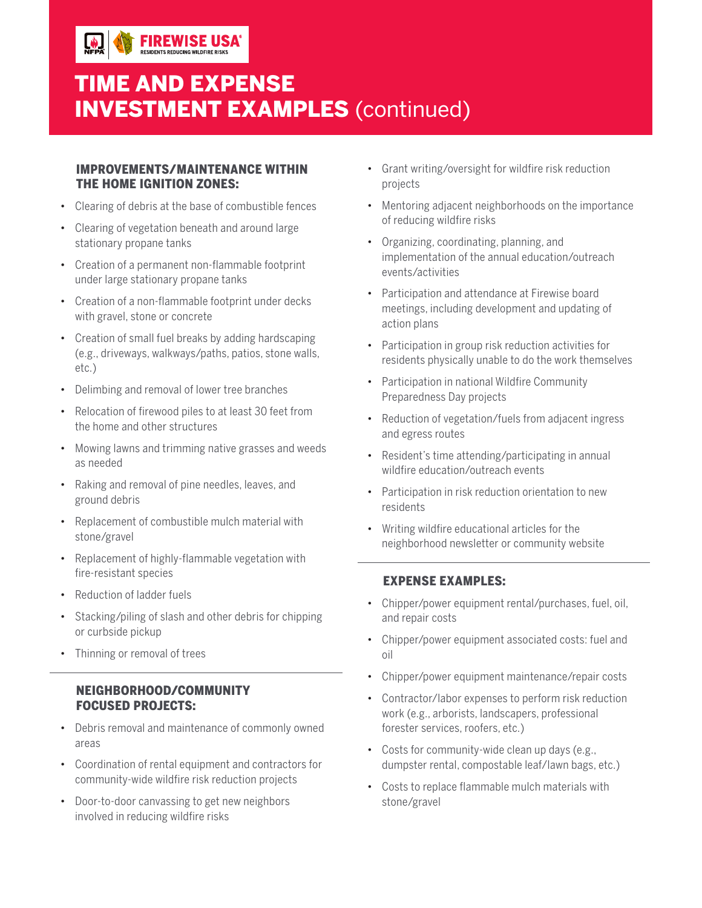# TIME AND EXPENSE INVESTMENT EXAMPLES (continued)

### IMPROVEMENTS/MAINTENANCE WITHIN THE HOME IGNITION ZONES:

- Clearing of debris at the base of combustible fences
- Clearing of vegetation beneath and around large stationary propane tanks
- Creation of a permanent non-flammable footprint under large stationary propane tanks
- Creation of a non-flammable footprint under decks with gravel, stone or concrete
- Creation of small fuel breaks by adding hardscaping (e.g., driveways, walkways/paths, patios, stone walls, etc.)
- Delimbing and removal of lower tree branches
- Relocation of firewood piles to at least 30 feet from the home and other structures
- Mowing lawns and trimming native grasses and weeds as needed
- Raking and removal of pine needles, leaves, and ground debris
- Replacement of combustible mulch material with stone/gravel
- Replacement of highly-flammable vegetation with fire-resistant species
- Reduction of ladder fuels
- Stacking/piling of slash and other debris for chipping or curbside pickup
- Thinning or removal of trees

### NEIGHBORHOOD/COMMUNITY FOCUSED PROJECTS:

- Debris removal and maintenance of commonly owned areas
- Coordination of rental equipment and contractors for community-wide wildfire risk reduction projects
- Door-to-door canvassing to get new neighbors involved in reducing wildfire risks
- Grant writing/oversight for wildfire risk reduction projects
- Mentoring adjacent neighborhoods on the importance of reducing wildfire risks
- Organizing, coordinating, planning, and implementation of the annual education/outreach events/activities
- Participation and attendance at Firewise board meetings, including development and updating of action plans
- Participation in group risk reduction activities for residents physically unable to do the work themselves
- Participation in national Wildfire Community Preparedness Day projects
- Reduction of vegetation/fuels from adjacent ingress and egress routes
- Resident's time attending/participating in annual wildfire education/outreach events
- Participation in risk reduction orientation to new residents
- Writing wildfire educational articles for the neighborhood newsletter or community website

### EXPENSE EXAMPLES:

- Chipper/power equipment rental/purchases, fuel, oil, and repair costs
- Chipper/power equipment associated costs: fuel and oil
- Chipper/power equipment maintenance/repair costs
- Contractor/labor expenses to perform risk reduction work (e.g., arborists, landscapers, professional forester services, roofers, etc.)
- Costs for community-wide clean up days (e.g., dumpster rental, compostable leaf/lawn bags, etc.)
- Costs to replace flammable mulch materials with stone/gravel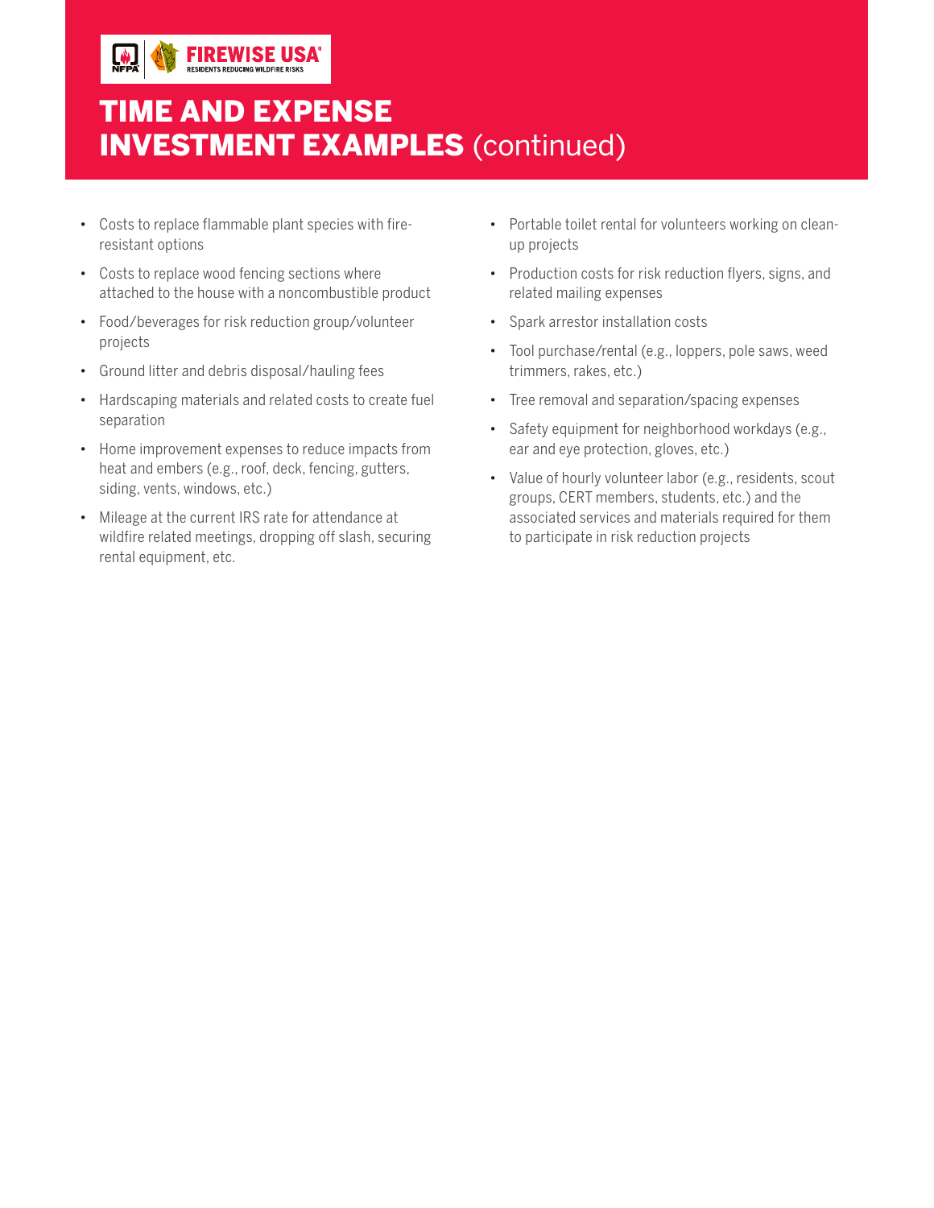# TIME AND EXPENSE INVESTMENT EXAMPLES (continued)

- Costs to replace flammable plant species with fire-resistant options
- Costs to replace wood fencing sections where attached to the house with a noncombustible product
- Food/beverages for risk reduction group/volunteer projects
- Ground litter and debris disposal/hauling fees
- Hardscaping materials and related costs to create fuel separation
- Home improvement expenses to reduce impacts from heat and embers (e.g., roof, deck, fencing, gutters, siding, vents, windows, etc.)
- Mileage at the current IRS rate for attendance at wildfire related meetings, dropping off slash, securing rental equipment, etc.
- Portable toilet rental for volunteers working on clean-up projects
- Production costs for risk reduction flyers, signs, and related mailing expenses
- Spark arrestor installation costs
- Tool purchase/rental (e.g., loppers, pole saws, weed trimmers, rakes, etc.)
- Tree removal and separation/spacing expenses
- Safety equipment for neighborhood workdays (e.g., ear and eye protection, gloves, etc.)
- Value of hourly volunteer labor (e.g., residents, scout groups, CERT members, students, etc.) and the associated services and materials required for them to participate in risk reduction projects